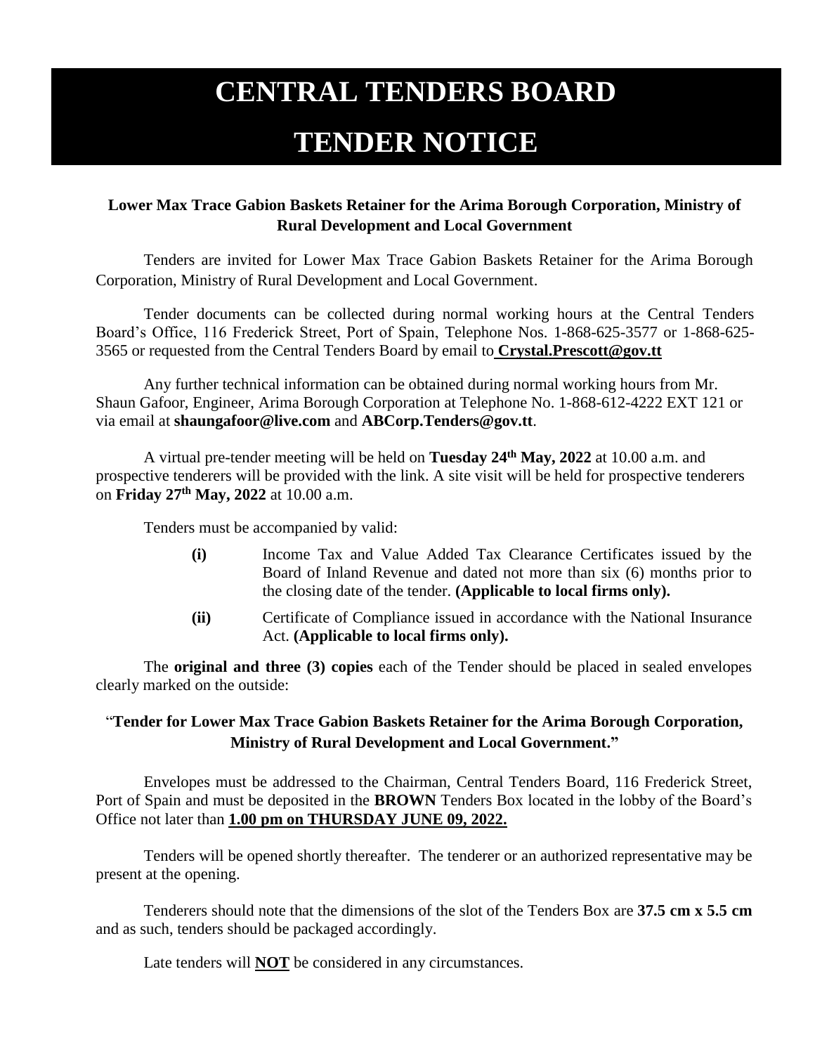# CENTRAL TENDERS BOARD

# TENDER NOTICE

**Lower Max Trace Gabion Baskets Retainer for the Arima Borough Corporation, Ministry of Rural Development and Local Government**

Tenders are invited for Lower Max Trace Gabion Baskets Retainer for the Arima Borough Corporation, Ministry of Rural Development and Local Government.

Tender documents can be collected during normal working hours at the Central Tenders Board's Office, 116 Frederick Street, Port of Spain, Telephone Nos. 1-868-625-3577 or 1-868-625-3565 or requested from the Central Tenders Board by email to **Crystal.Prescott@gov.tt**

Any further technical information can be obtained during normal working hours from Mr. Shaun Gafoor, Engineer, Arima Borough Corporation at Telephone No. 1-868-612-4222 EXT 121 or via email at **shaungafoor@live.com** and **ABCorp.Tenders@gov.tt**.

A virtual pre-tender meeting will be held on **Tuesday 24th May, 2022** at 10.00 a.m. and prospective tenderers will be provided with the link. A site visit will be held for prospective tenderers on **Friday 27th May, 2022** at 10.00 a.m.

Tenders must be accompanied by valid:

- **(i)** Income Tax and Value Added Tax Clearance Certificates issued by the Board of Inland Revenue and dated not more than six (6) months prior to the closing date of the tender. **(Applicable to local firms only).**
- **(ii)** Certificate of Compliance issued in accordance with the National Insurance Act. **(Applicable to local firms only).**

The **original and three (3) copies** each of the Tender should be placed in sealed envelopes clearly marked on the outside:

"**Tender for Lower Max Trace Gabion Baskets Retainer for the Arima Borough Corporation, Ministry of Rural Development and Local Government.**"

Envelopes must be addressed to the Chairman, Central Tenders Board, 116 Frederick Street, Port of Spain and must be deposited in the **BROWN** Tenders Box located in the lobby of the Board's Office not later than **1.00 pm on THURSDAY JUNE 09, 2022.**

Tenders will be opened shortly thereafter. The tenderer or an authorized representative may be present at the opening.

Tenderers should note that the dimensions of the slot of the Tenders Box are **37.5 cm x 5.5 cm** and as such, tenders should be packaged accordingly.

Late tenders will **NOT** be considered in any circumstances.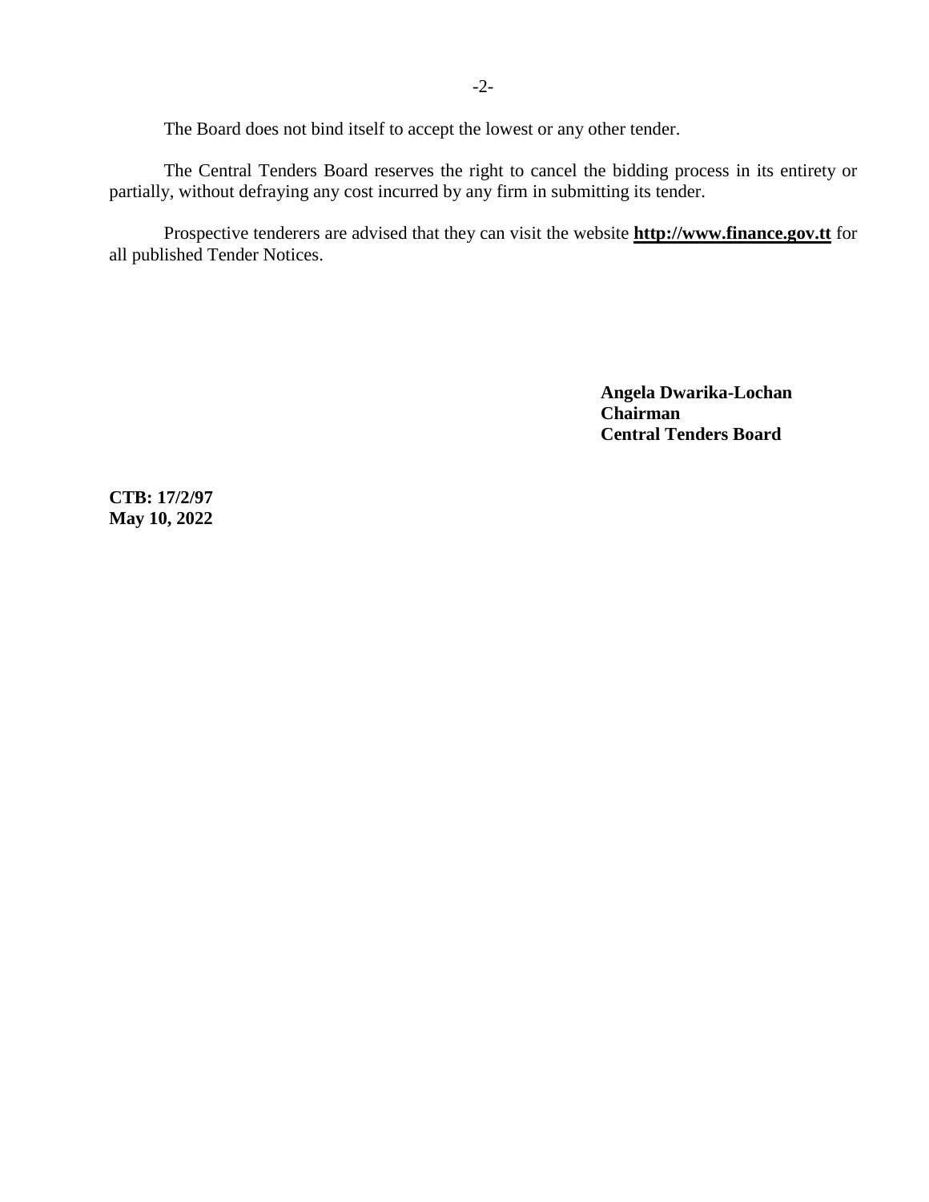The Board does not bind itself to accept the lowest or any other tender.

The Central Tenders Board reserves the right to cancel the bidding process in its entirety or partially, without defraying any cost incurred by any firm in submitting its tender.

Prospective tenderers are advised that they can visit the website **http://www.finance.gov.tt** for all published Tender Notices.

**Angela Dwarika-Lochan**
**Chairman**
**Central Tenders Board**

**CTB: 17/2/97**
**May 10, 2022**